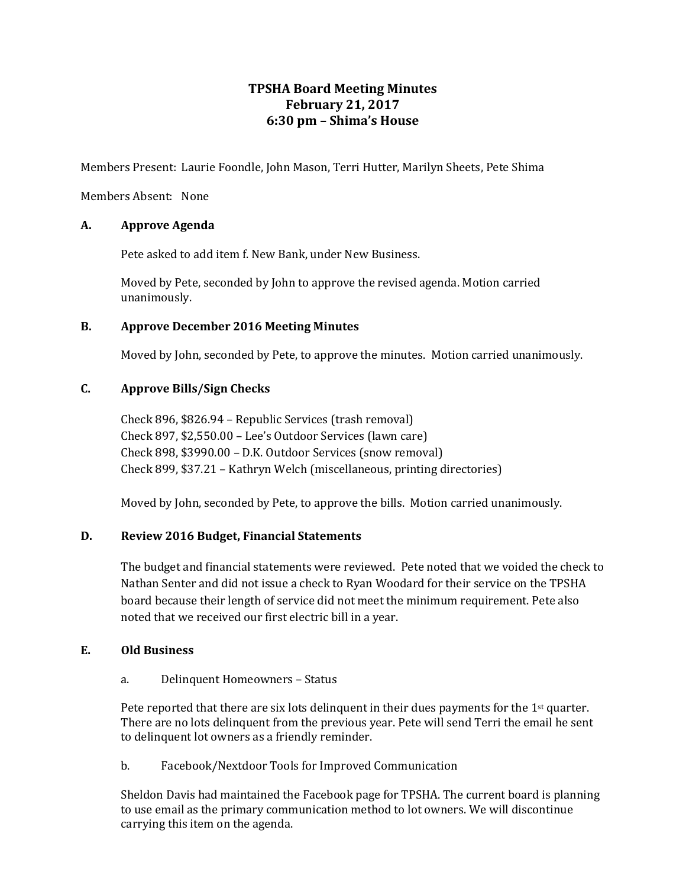# TPSHA Board Meeting Minutes
## February 21, 2017
## 6:30 pm – Shima's House

Members Present: Laurie Foondle, John Mason, Terri Hutter, Marilyn Sheets, Pete Shima

Members Absent: None

### A. Approve Agenda

Pete asked to add item f. New Bank, under New Business.

Moved by Pete, seconded by John to approve the revised agenda. Motion carried unanimously.

### B. Approve December 2016 Meeting Minutes

Moved by John, seconded by Pete, to approve the minutes. Motion carried unanimously.

### C. Approve Bills/Sign Checks

Check 896, $826.94 – Republic Services (trash removal)
Check 897, $2,550.00 – Lee's Outdoor Services (lawn care)
Check 898, $3990.00 – D.K. Outdoor Services (snow removal)
Check 899, $37.21 – Kathryn Welch (miscellaneous, printing directories)

Moved by John, seconded by Pete, to approve the bills. Motion carried unanimously.

### D. Review 2016 Budget, Financial Statements

The budget and financial statements were reviewed. Pete noted that we voided the check to Nathan Senter and did not issue a check to Ryan Woodard for their service on the TPSHA board because their length of service did not meet the minimum requirement. Pete also noted that we received our first electric bill in a year.

### E. Old Business

a. Delinquent Homeowners – Status

Pete reported that there are six lots delinquent in their dues payments for the 1st quarter. There are no lots delinquent from the previous year. Pete will send Terri the email he sent to delinquent lot owners as a friendly reminder.

b. Facebook/Nextdoor Tools for Improved Communication

Sheldon Davis had maintained the Facebook page for TPSHA. The current board is planning to use email as the primary communication method to lot owners. We will discontinue carrying this item on the agenda.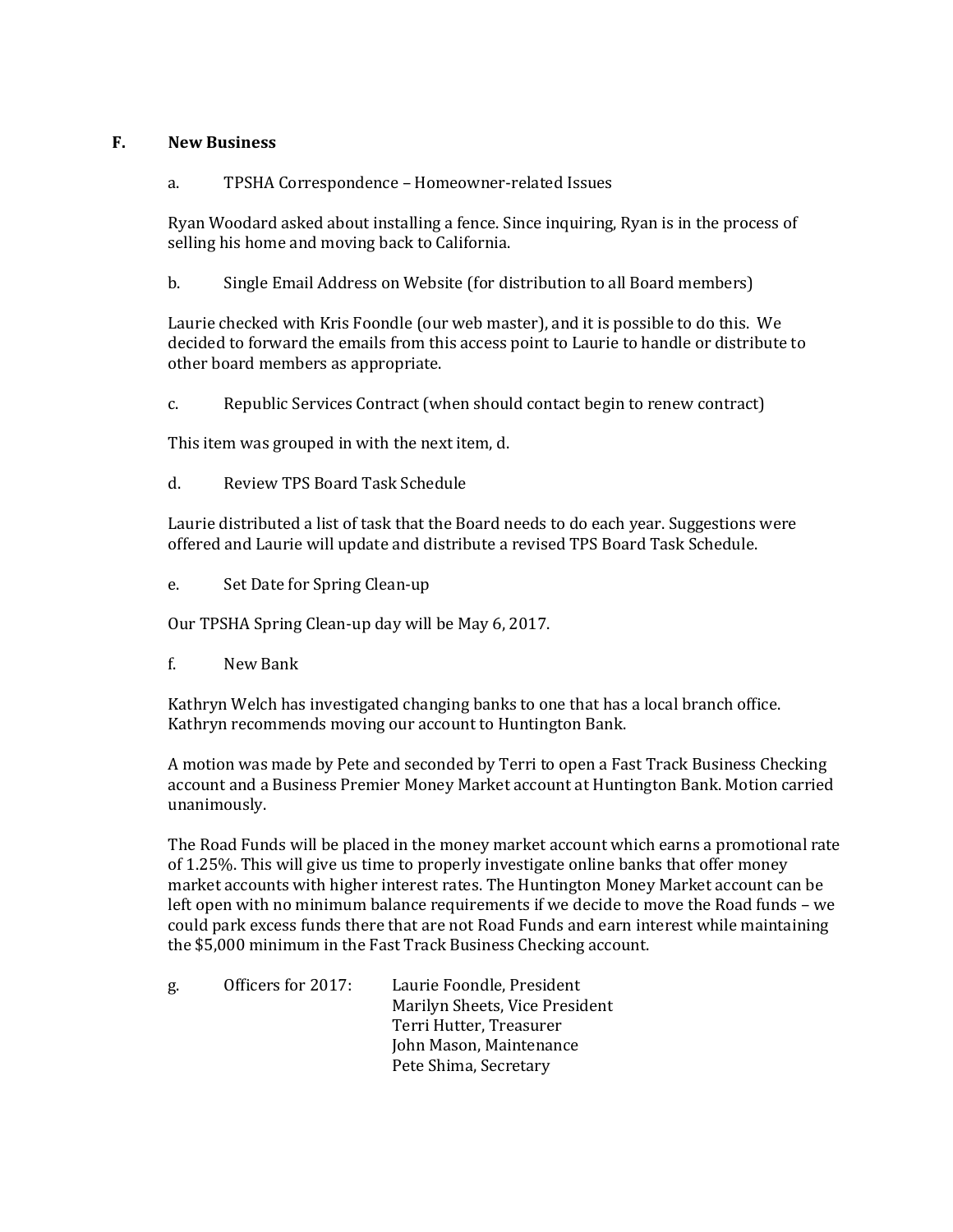## F. New Business

a. TPSHA Correspondence – Homeowner-related Issues

Ryan Woodard asked about installing a fence. Since inquiring, Ryan is in the process of selling his home and moving back to California.

b. Single Email Address on Website (for distribution to all Board members)

Laurie checked with Kris Foondle (our web master), and it is possible to do this. We decided to forward the emails from this access point to Laurie to handle or distribute to other board members as appropriate.

c. Republic Services Contract (when should contact begin to renew contract)

This item was grouped in with the next item, d.

d. Review TPS Board Task Schedule

Laurie distributed a list of task that the Board needs to do each year. Suggestions were offered and Laurie will update and distribute a revised TPS Board Task Schedule.

e. Set Date for Spring Clean-up

Our TPSHA Spring Clean-up day will be May 6, 2017.

f. New Bank

Kathryn Welch has investigated changing banks to one that has a local branch office. Kathryn recommends moving our account to Huntington Bank.

A motion was made by Pete and seconded by Terri to open a Fast Track Business Checking account and a Business Premier Money Market account at Huntington Bank. Motion carried unanimously.

The Road Funds will be placed in the money market account which earns a promotional rate of 1.25%. This will give us time to properly investigate online banks that offer money market accounts with higher interest rates. The Huntington Money Market account can be left open with no minimum balance requirements if we decide to move the Road funds – we could park excess funds there that are not Road Funds and earn interest while maintaining the $5,000 minimum in the Fast Track Business Checking account.

g. Officers for 2017:

- Laurie Foondle, President
- Marilyn Sheets, Vice President
- Terri Hutter, Treasurer
- John Mason, Maintenance
- Pete Shima, Secretary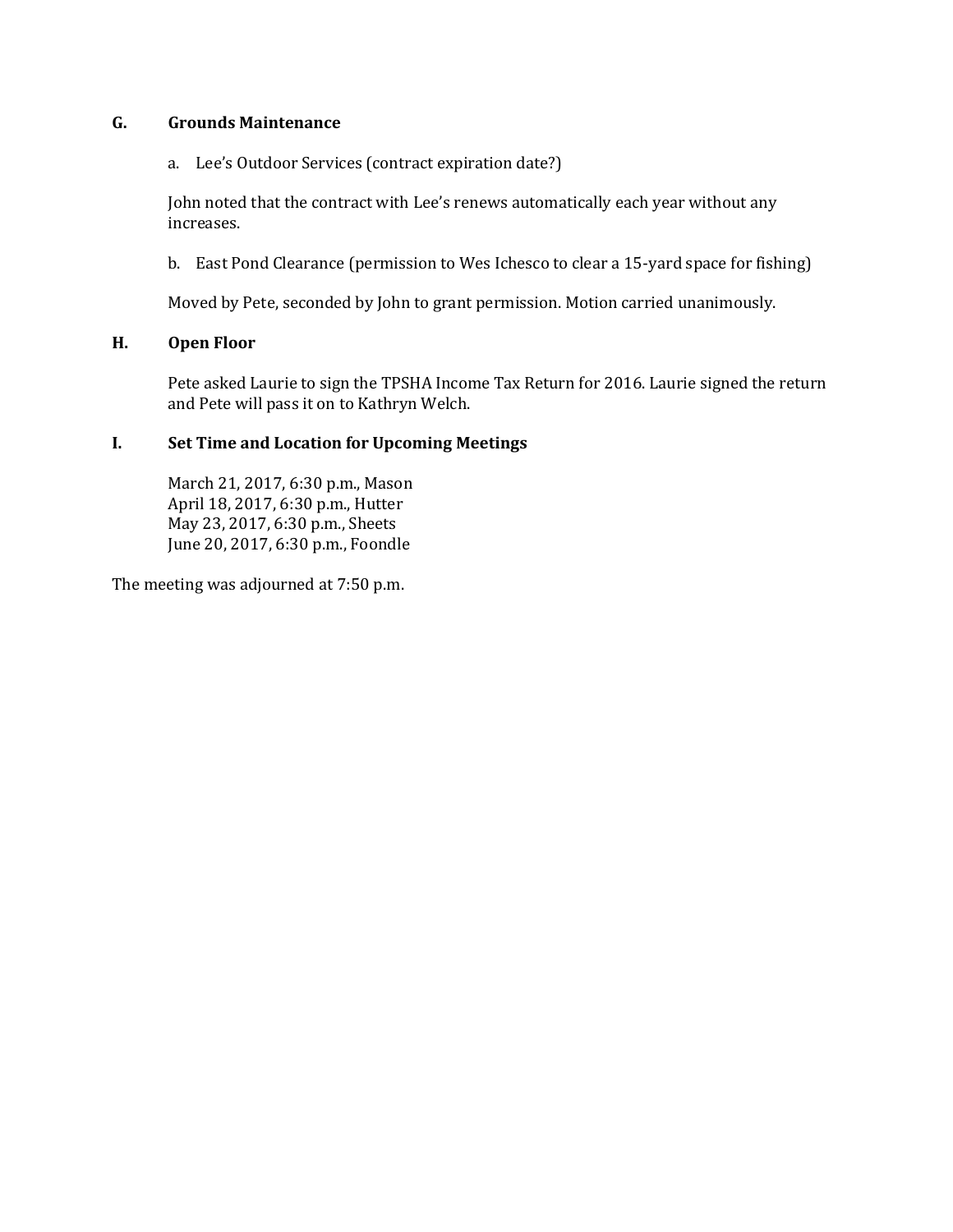## G. Grounds Maintenance

a. Lee's Outdoor Services (contract expiration date?)

John noted that the contract with Lee's renews automatically each year without any increases.

b. East Pond Clearance (permission to Wes Ichesco to clear a 15-yard space for fishing)

Moved by Pete, seconded by John to grant permission. Motion carried unanimously.

## H. Open Floor

Pete asked Laurie to sign the TPSHA Income Tax Return for 2016. Laurie signed the return and Pete will pass it on to Kathryn Welch.

## I. Set Time and Location for Upcoming Meetings

March 21, 2017, 6:30 p.m., Mason
April 18, 2017, 6:30 p.m., Hutter
May 23, 2017, 6:30 p.m., Sheets
June 20, 2017, 6:30 p.m., Foondle

The meeting was adjourned at 7:50 p.m.